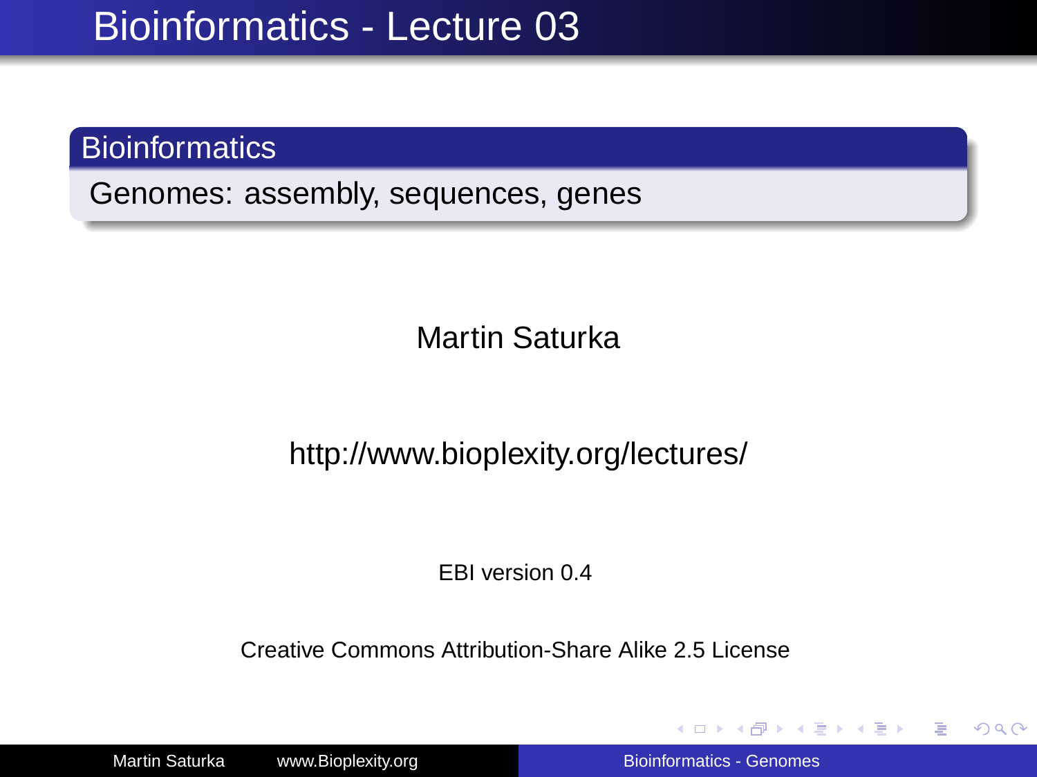# Bioinformatics - Lecture 03

## Bioinformatics

Genomes: assembly, sequences, genes

Martin Saturka

http://www.bioplexity.org/lectures/

EBI version 0.4

Creative Commons Attribution-Share Alike 2.5 License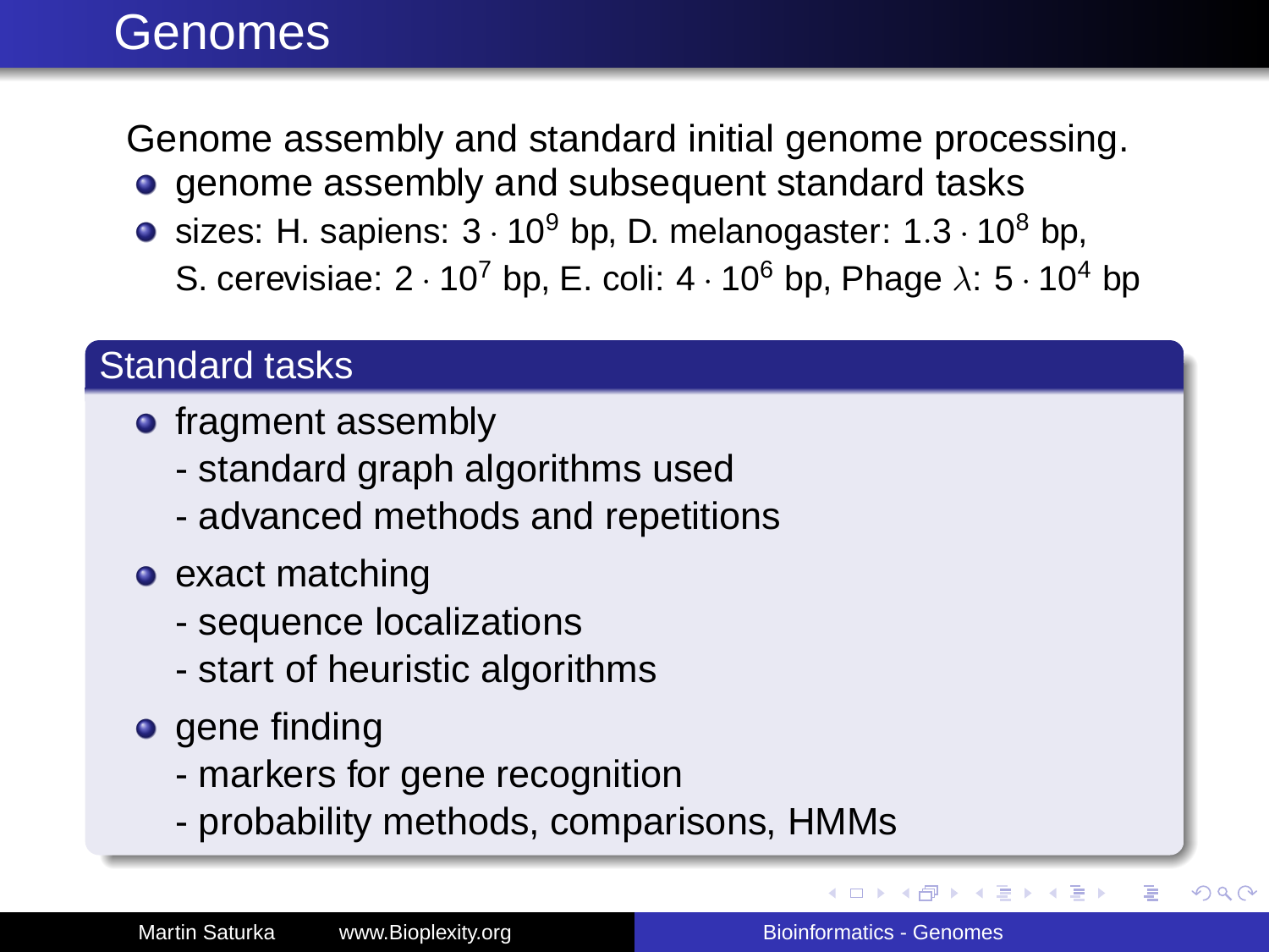# Genomes

Genome assembly and standard initial genome processing.

- genome assembly and subsequent standard tasks
- sizes: H. sapiens: $3 \cdot 10^9$ bp, D. melanogaster: $1.3 \cdot 10^8$ bp, S. cerevisiae: $2 \cdot 10^7$ bp, E. coli: $4 \cdot 10^6$ bp, Phage $\lambda$: $5 \cdot 10^4$ bp

## Standard tasks

- fragment assembly
  - standard graph algorithms used
  - advanced methods and repetitions
- exact matching
  - sequence localizations
  - start of heuristic algorithms
- gene finding
  - markers for gene recognition
  - probability methods, comparisons, HMMs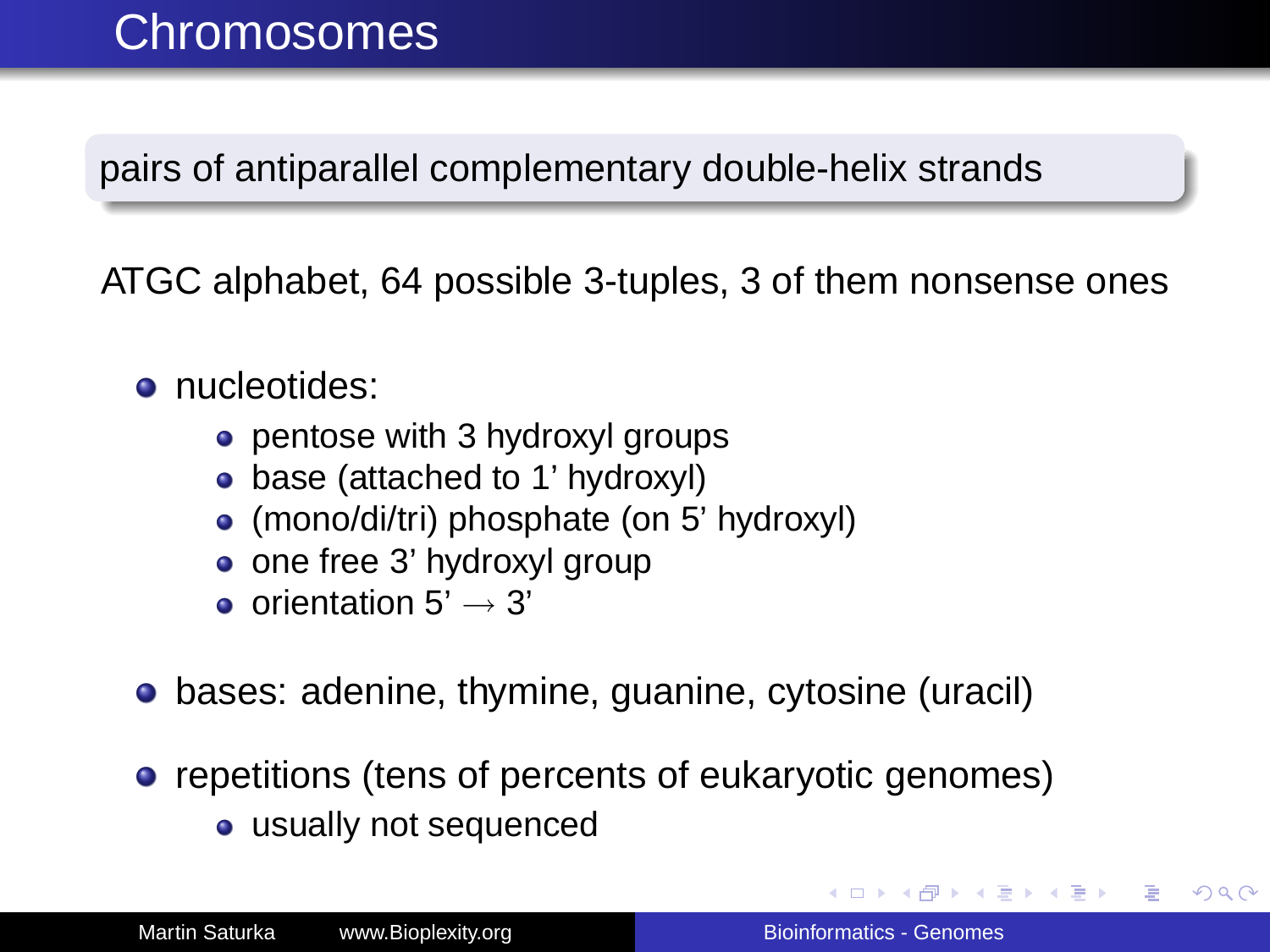# Chromosomes

pairs of antiparallel complementary double-helix strands

ATGC alphabet, 64 possible 3-tuples, 3 of them nonsense ones

- nucleotides:
  - pentose with 3 hydroxyl groups
  - base (attached to 1' hydroxyl)
  - (mono/di/tri) phosphate (on 5' hydroxyl)
  - one free 3' hydroxyl group
  - orientation 5' $\longrightarrow$ 3'
- bases: adenine, thymine, guanine, cytosine (uracil)
- repetitions (tens of percents of eukaryotic genomes)
  - usually not sequenced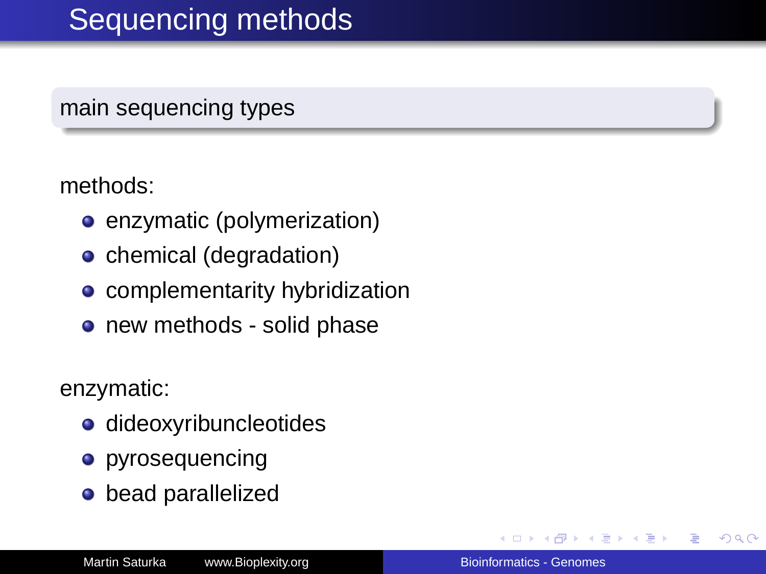# Sequencing methods

## main sequencing types

methods:

- enzymatic (polymerization)
- chemical (degradation)
- complementarity hybridization
- new methods - solid phase

enzymatic:

- dideoxyribuncleotides
- pyrosequencing
- bead parallelized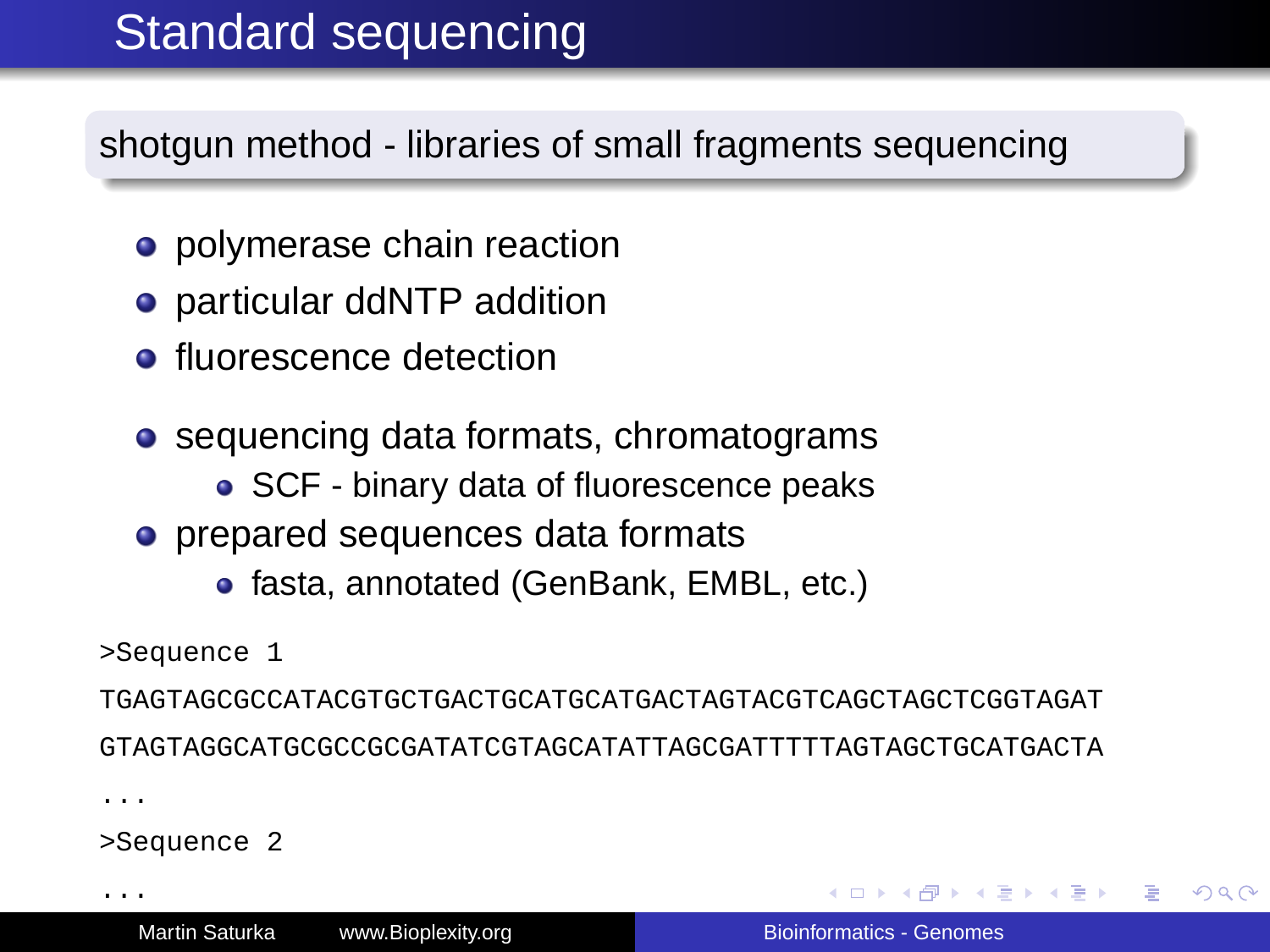# Standard sequencing

shotgun method - libraries of small fragments sequencing

- polymerase chain reaction
- particular ddNTP addition
- fluorescence detection

- sequencing data formats, chromatograms
  - SCF - binary data of fluorescence peaks
- prepared sequences data formats
  - fasta, annotated (GenBank, EMBL, etc.)

```
>Sequence 1
TGAGTAGCGCCATACGTGCTGACTGCATGCATGACTAGTACGTCAGCTAGCTCGGTAGAT
GTAGTAGGCATGCGCCGCGATATCGTAGCATATTAGCGATTTTTAGTAGCTGCATGACTA
...
>Sequence 2
...
```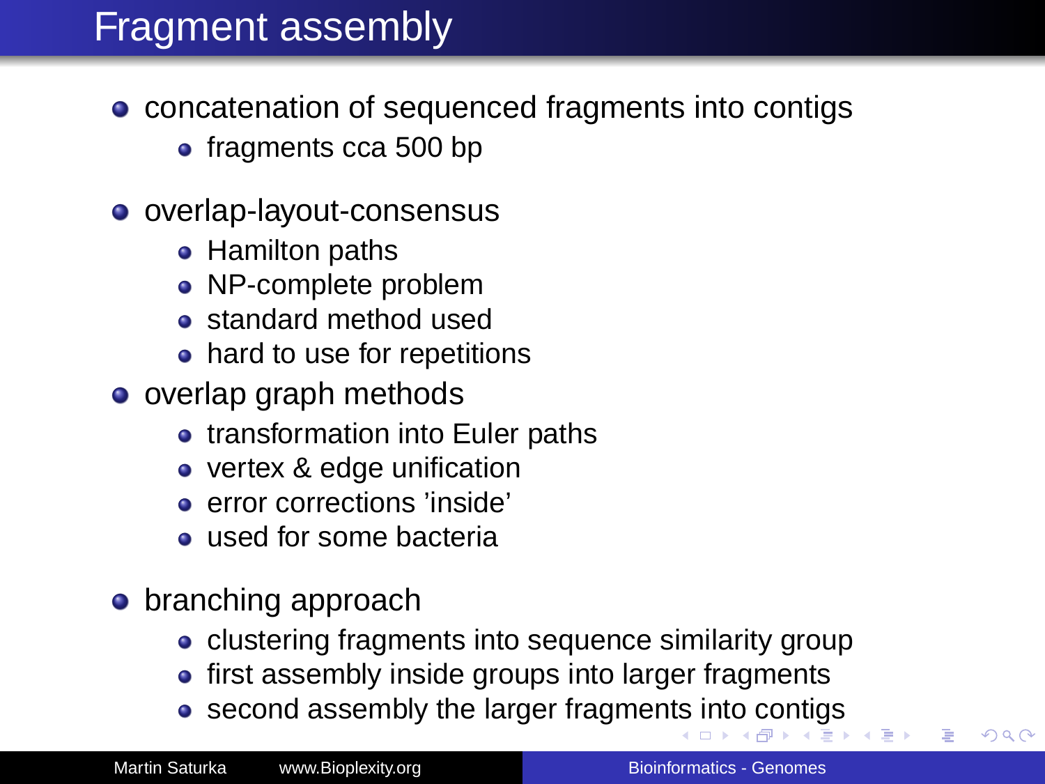# Fragment assembly

- concatenation of sequenced fragments into contigs
  - fragments cca 500 bp
- overlap-layout-consensus
  - Hamilton paths
  - NP-complete problem
  - standard method used
  - hard to use for repetitions
- overlap graph methods
  - transformation into Euler paths
  - vertex & edge unification
  - error corrections 'inside'
  - used for some bacteria
- branching approach
  - clustering fragments into sequence similarity group
  - first assembly inside groups into larger fragments
  - second assembly the larger fragments into contigs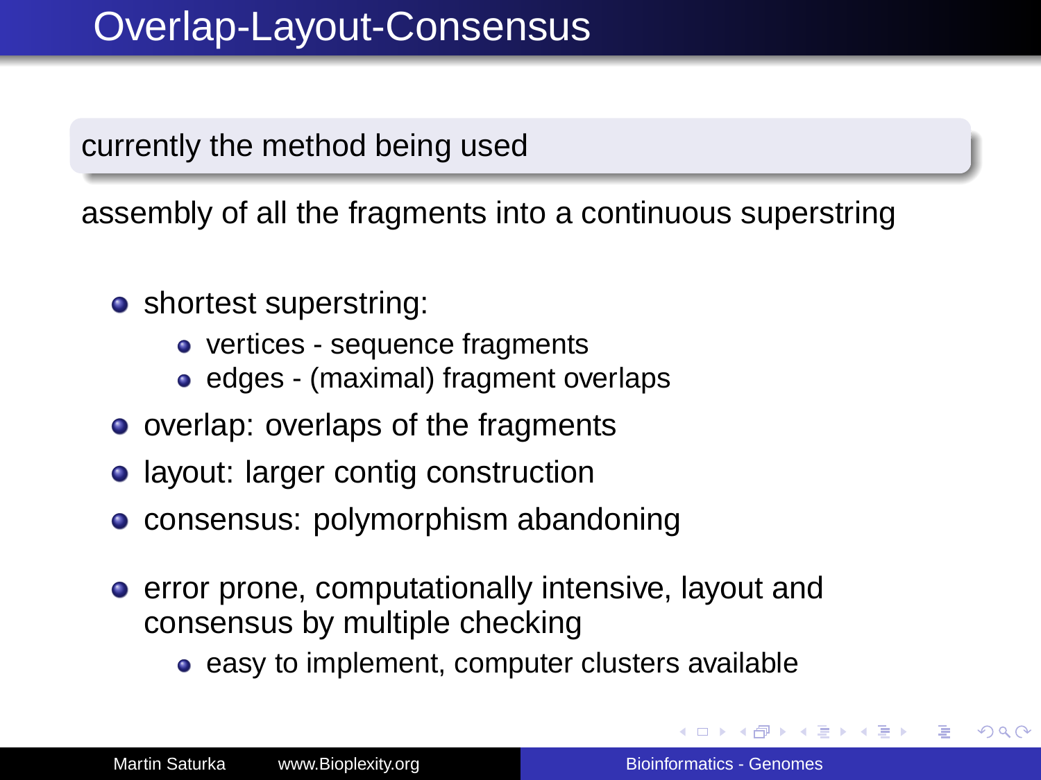# Overlap-Layout-Consensus

**currently the method being used**

assembly of all the fragments into a continuous superstring

- shortest superstring:
  - vertices - sequence fragments
  - edges - (maximal) fragment overlaps
- overlap: overlaps of the fragments
- layout: larger contig construction
- consensus: polymorphism abandoning
- error prone, computationally intensive, layout and consensus by multiple checking
  - easy to implement, computer clusters available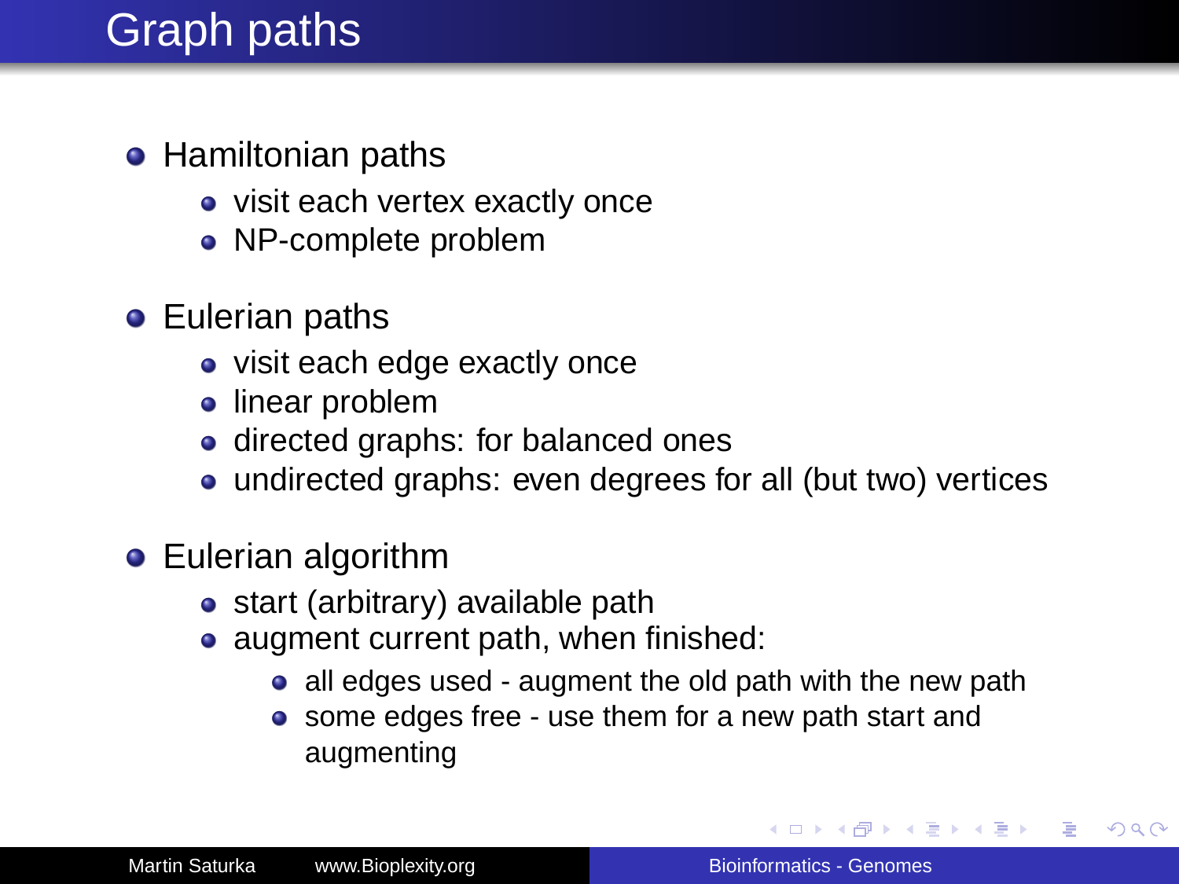# Graph paths

- Hamiltonian paths
  - visit each vertex exactly once
  - NP-complete problem
- Eulerian paths
  - visit each edge exactly once
  - linear problem
  - directed graphs: for balanced ones
  - undirected graphs: even degrees for all (but two) vertices
- Eulerian algorithm
  - start (arbitrary) available path
  - augment current path, when finished:
    - all edges used - augment the old path with the new path
    - some edges free - use them for a new path start and augmenting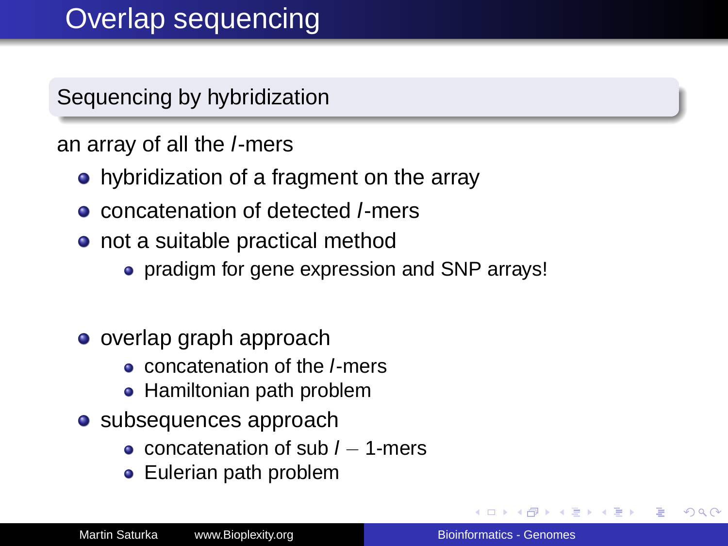# Overlap sequencing

## Sequencing by hybridization

an array of all the $l$-mers

- hybridization of a fragment on the array
- concatenation of detected $l$-mers
- not a suitable practical method
  - pradigm for gene expression and SNP arrays!

- overlap graph approach
  - concatenation of the $l$-mers
  - Hamiltonian path problem
- subsequences approach
  - concatenation of sub $l - 1$-mers
  - Eulerian path problem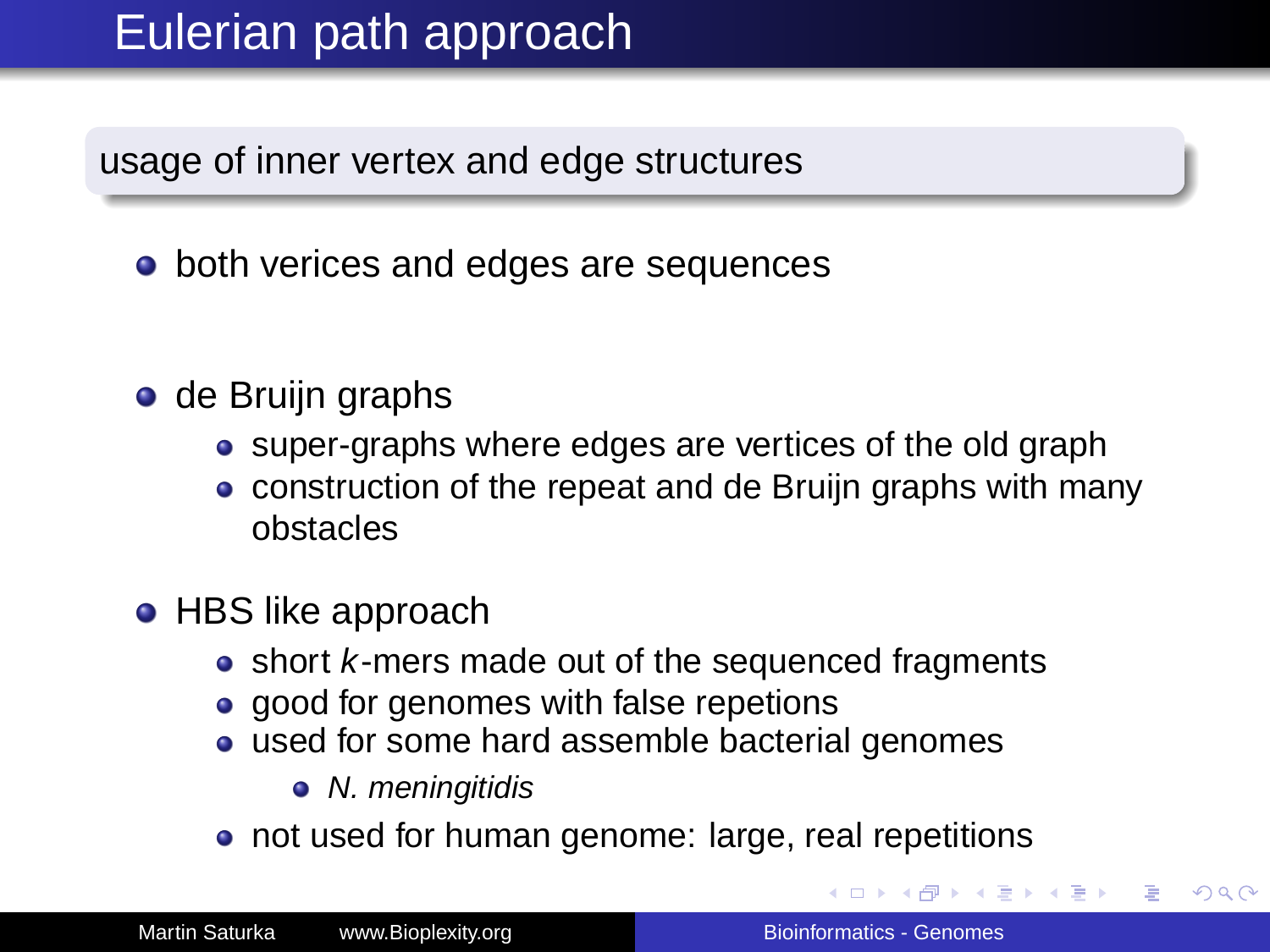# Eulerian path approach

**usage of inner vertex and edge structures**

- both verices and edges are sequences

- de Bruijn graphs
  - super-graphs where edges are vertices of the old graph
  - construction of the repeat and de Bruijn graphs with many obstacles

- HBS like approach
  - short $k$-mers made out of the sequenced fragments
  - good for genomes with false repetions
  - used for some hard assemble bacterial genomes
    - *N. meningitidis*
  - not used for human genome: large, real repetitions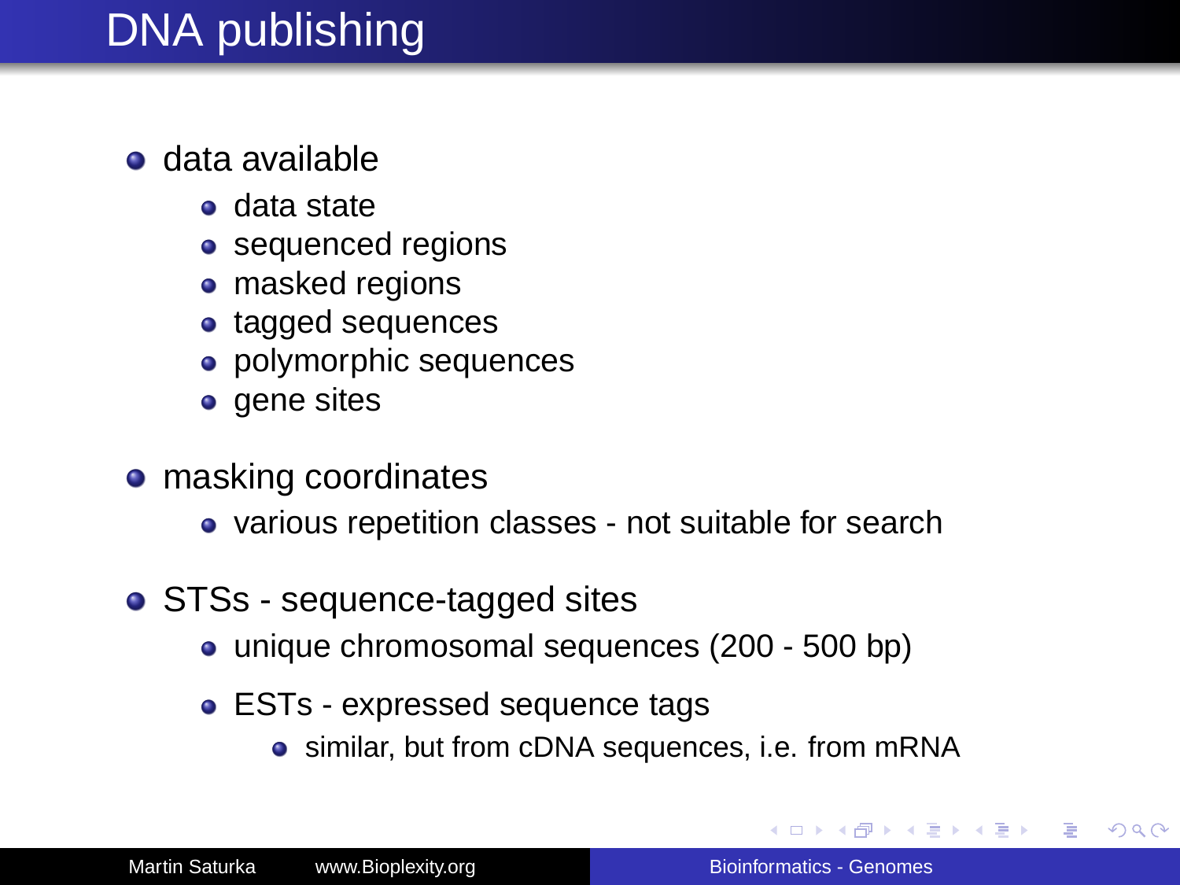# DNA publishing

- data available
  - data state
  - sequenced regions
  - masked regions
  - tagged sequences
  - polymorphic sequences
  - gene sites
- masking coordinates
  - various repetition classes - not suitable for search
- STSs - sequence-tagged sites
  - unique chromosomal sequences (200 - 500 bp)
  - ESTs - expressed sequence tags
    - similar, but from cDNA sequences, i.e. from mRNA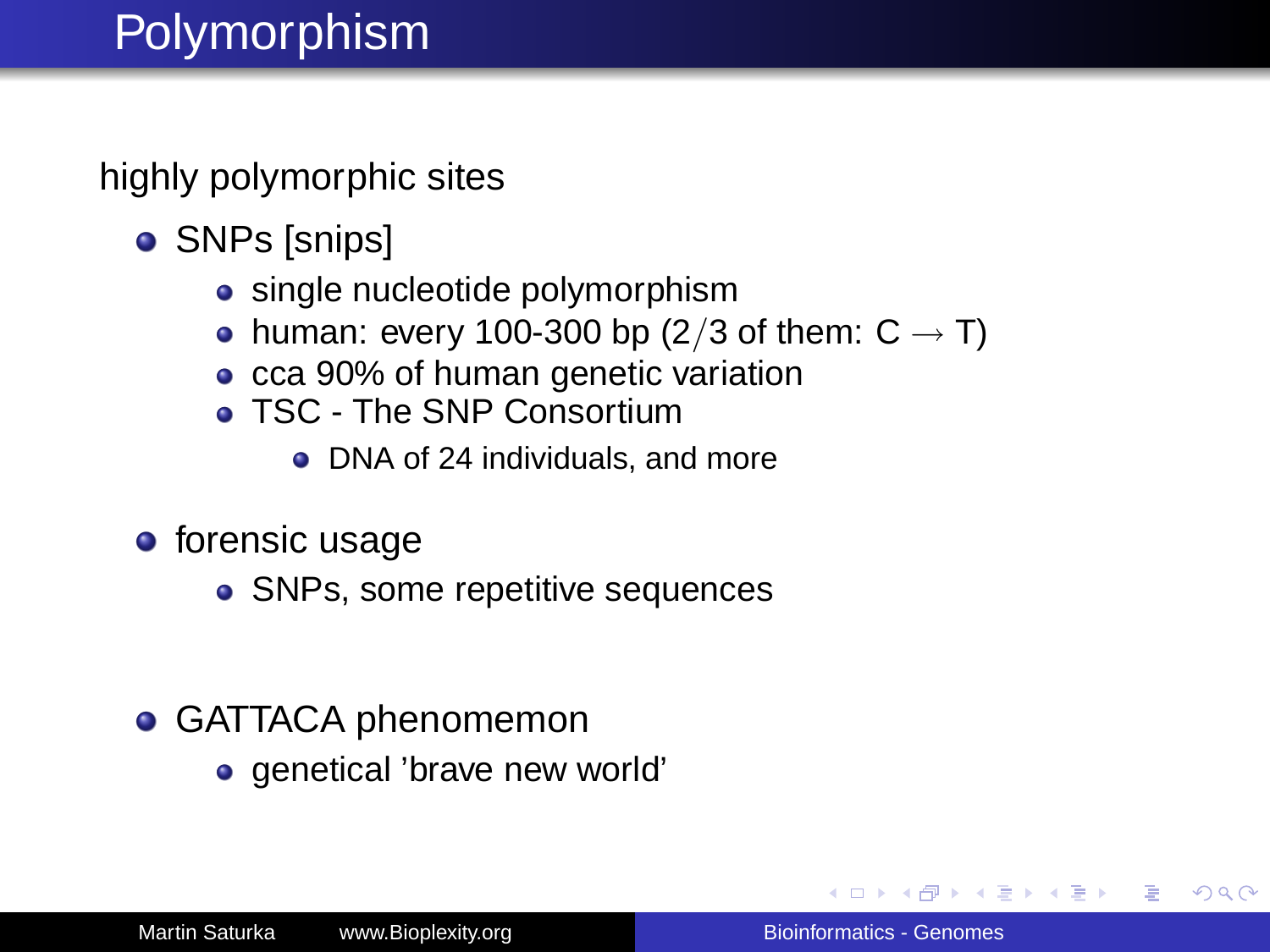# Polymorphism

highly polymorphic sites

- SNPs [snips]
  - single nucleotide polymorphism
  - human: every 100-300 bp ($2/3$ of them: C $\rightarrow$ T)
  - cca 90% of human genetic variation
  - TSC - The SNP Consortium
    - DNA of 24 individuals, and more
- forensic usage
  - SNPs, some repetitive sequences
- GATTACA phenomemon
  - genetical 'brave new world'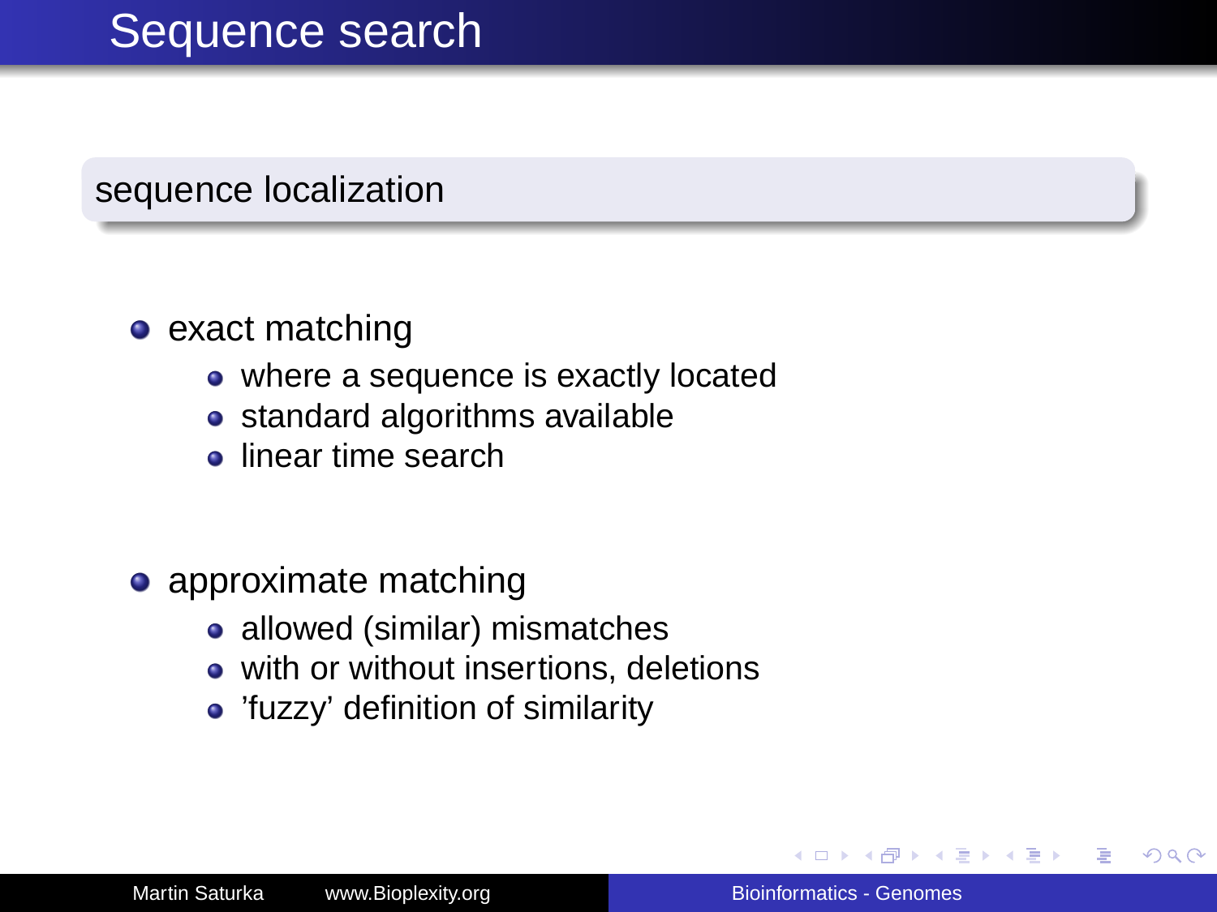# Sequence search

## sequence localization

- exact matching
  - where a sequence is exactly located
  - standard algorithms available
  - linear time search
- approximate matching
  - allowed (similar) mismatches
  - with or without insertions, deletions
  - 'fuzzy' definition of similarity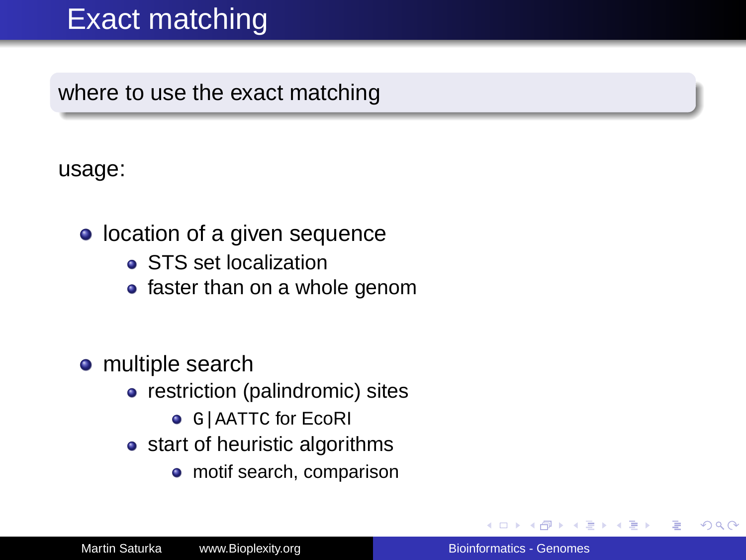# Exact matching

**where to use the exact matching**

usage:

- location of a given sequence
  - STS set localization
  - faster than on a whole genom
- multiple search
  - restriction (palindromic) sites
    - `G|AATTC` for EcoRI
  - start of heuristic algorithms
    - motif search, comparison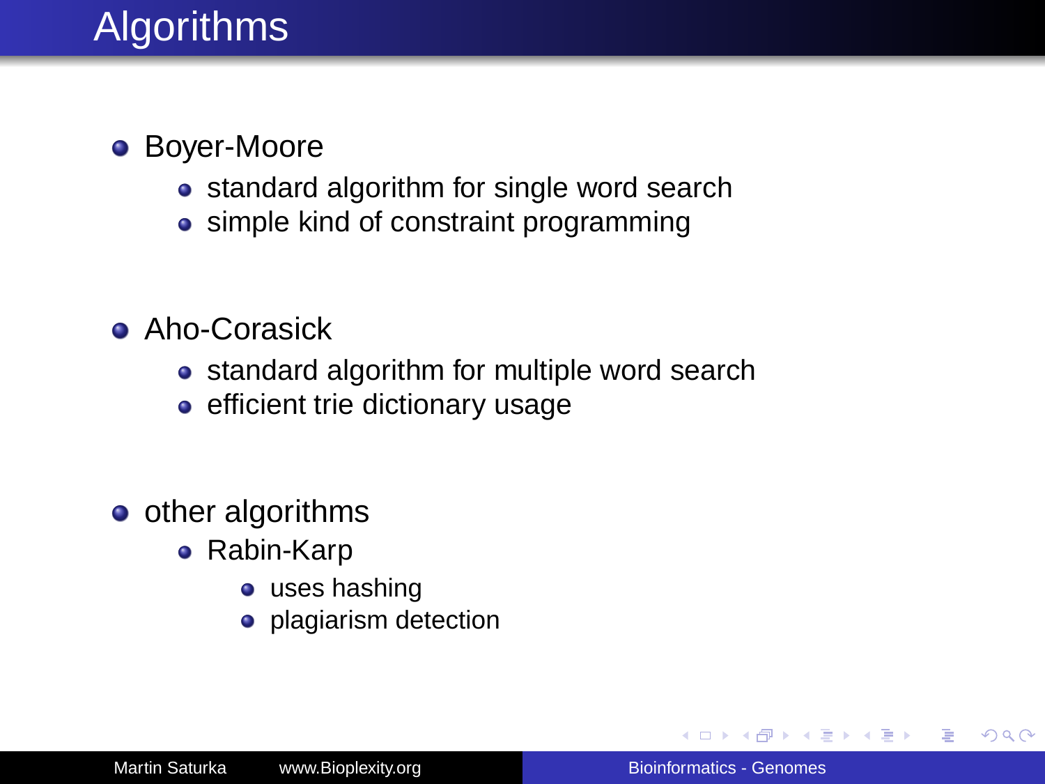# Algorithms

- Boyer-Moore
  - standard algorithm for single word search
  - simple kind of constraint programming
- Aho-Corasick
  - standard algorithm for multiple word search
  - efficient trie dictionary usage
- other algorithms
  - Rabin-Karp
    - uses hashing
    - plagiarism detection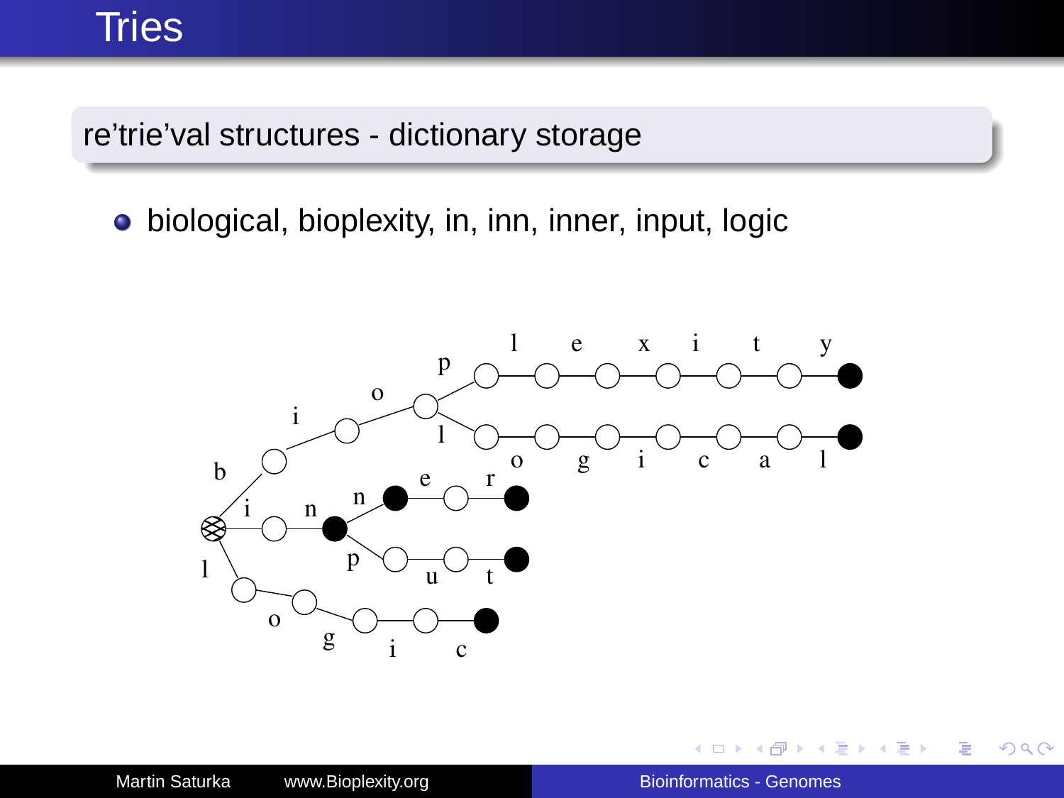# Tries

**re'trie'val structures - dictionary storage**

- biological, bioplexity, in, inn, inner, input, logic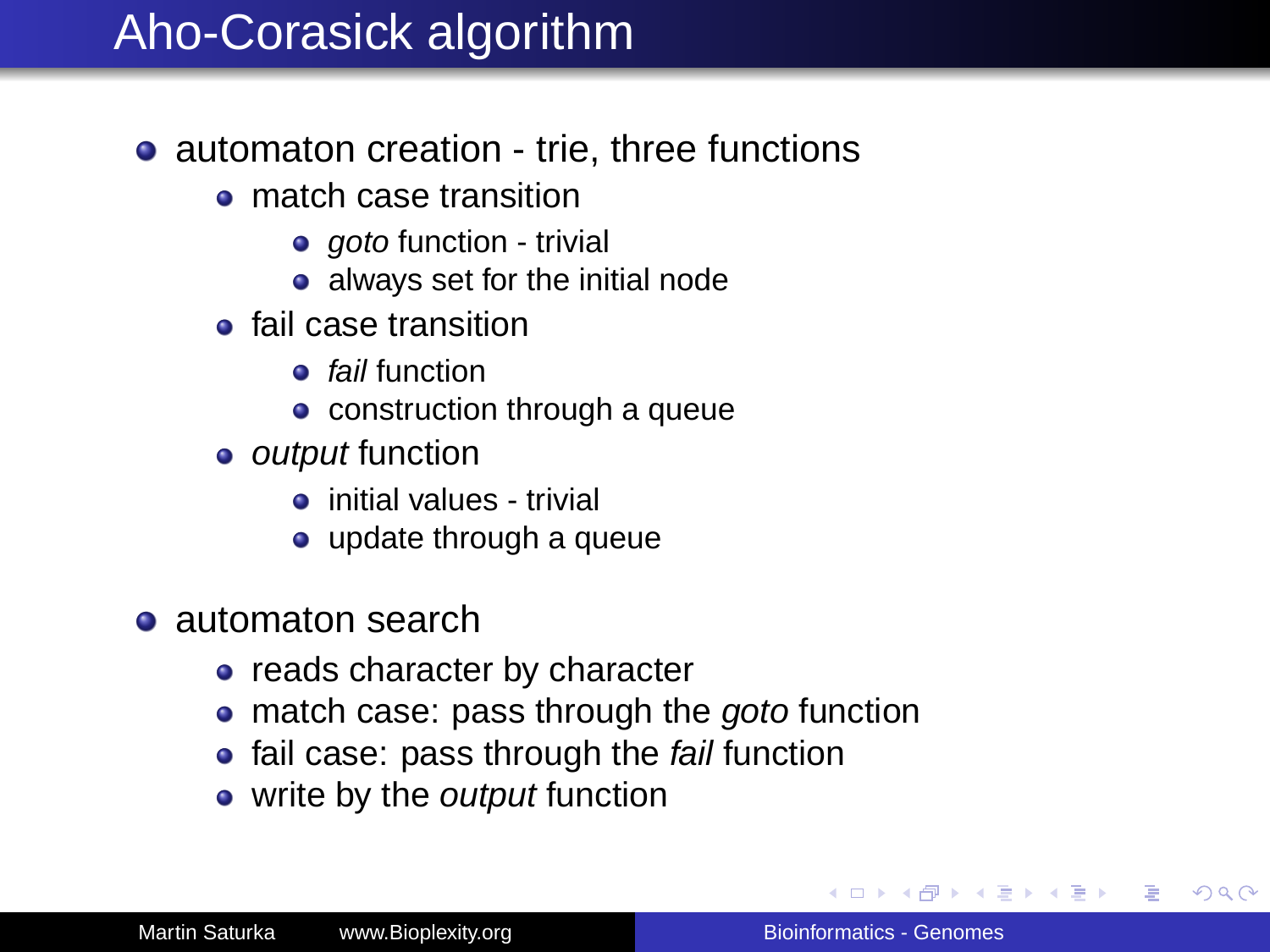# Aho-Corasick algorithm

- automaton creation - trie, three functions
  - match case transition
    - *goto* function - trivial
    - always set for the initial node
  - fail case transition
    - *fail* function
    - construction through a queue
  - *output* function
    - initial values - trivial
    - update through a queue

- automaton search
  - reads character by character
  - match case: pass through the *goto* function
  - fail case: pass through the *fail* function
  - write by the *output* function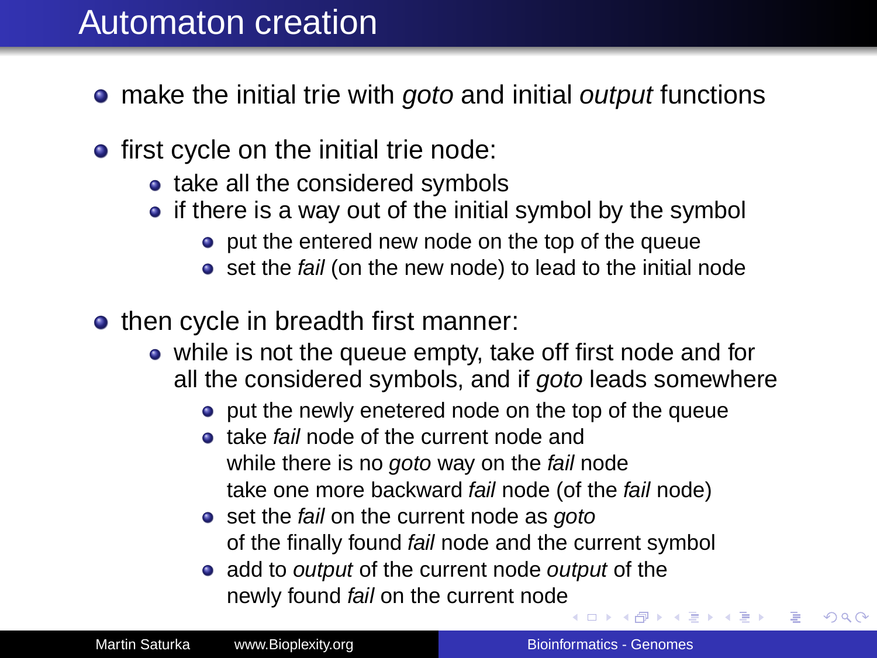# Automaton creation

- make the initial trie with *goto* and initial *output* functions
- first cycle on the initial trie node:
  - take all the considered symbols
  - if there is a way out of the initial symbol by the symbol
    - put the entered new node on the top of the queue
    - set the *fail* (on the new node) to lead to the initial node
- then cycle in breadth first manner:
  - while is not the queue empty, take off first node and for all the considered symbols, and if *goto* leads somewhere
    - put the newly enetered node on the top of the queue
    - take *fail* node of the current node and while there is no *goto* way on the *fail* node take one more backward *fail* node (of the *fail* node)
    - set the *fail* on the current node as *goto* of the finally found *fail* node and the current symbol
    - add to *output* of the current node *output* of the newly found *fail* on the current node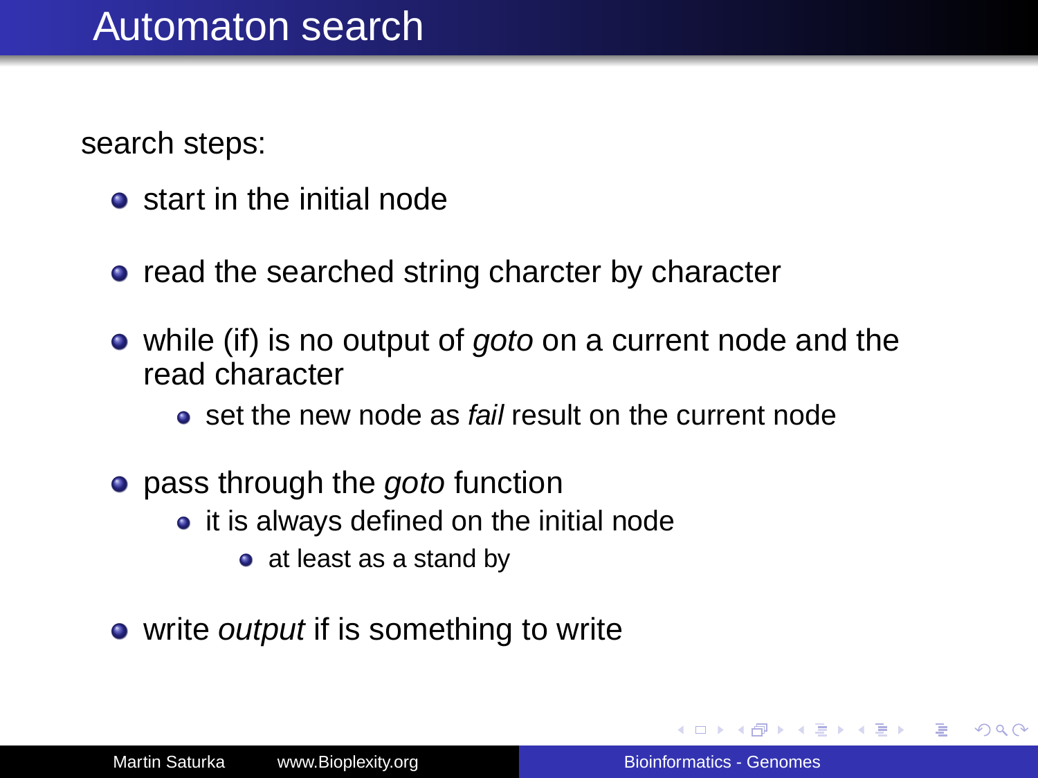# Automaton search

search steps:

- start in the initial node
- read the searched string charcter by character
- while (if) is no output of *goto* on a current node and the read character
  - set the new node as *fail* result on the current node
- pass through the *goto* function
  - it is always defined on the initial node
    - at least as a stand by
- write *output* if is something to write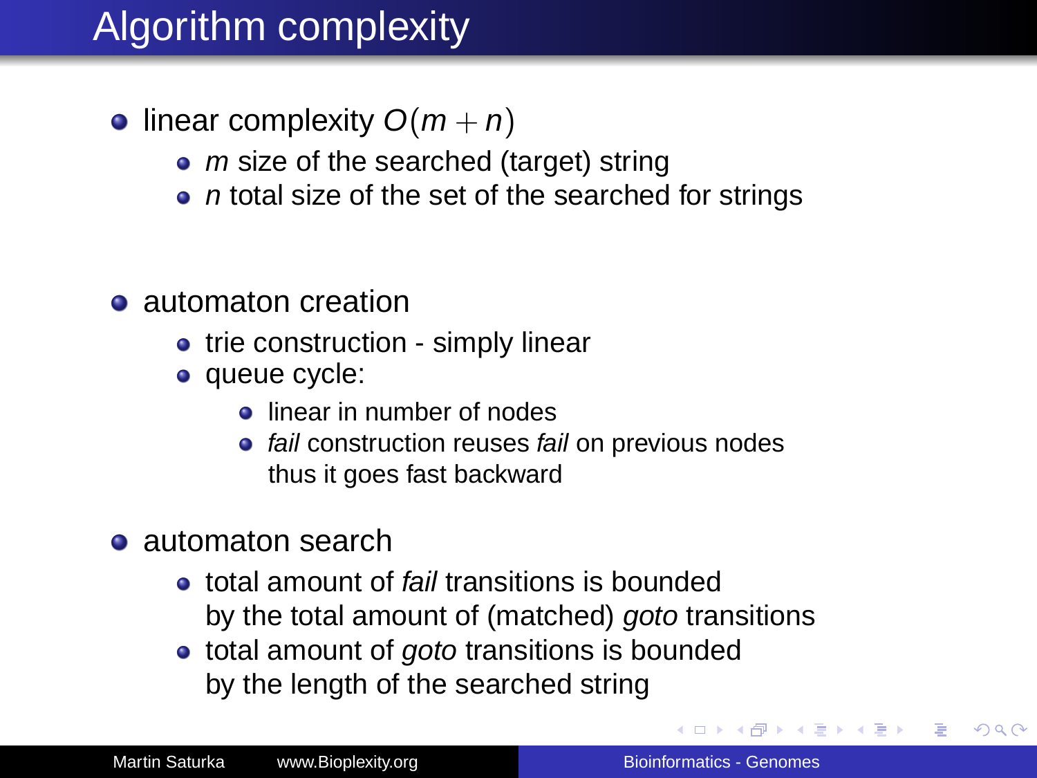# Algorithm complexity

- linear complexity $O(m+n)$
  - $m$ size of the searched (target) string
  - $n$ total size of the set of the searched for strings

- automaton creation
  - trie construction - simply linear
  - queue cycle:
    - linear in number of nodes
    - *fail* construction reuses *fail* on previous nodes thus it goes fast backward

- automaton search
  - total amount of *fail* transitions is bounded by the total amount of (matched) *goto* transitions
  - total amount of *goto* transitions is bounded by the length of the searched string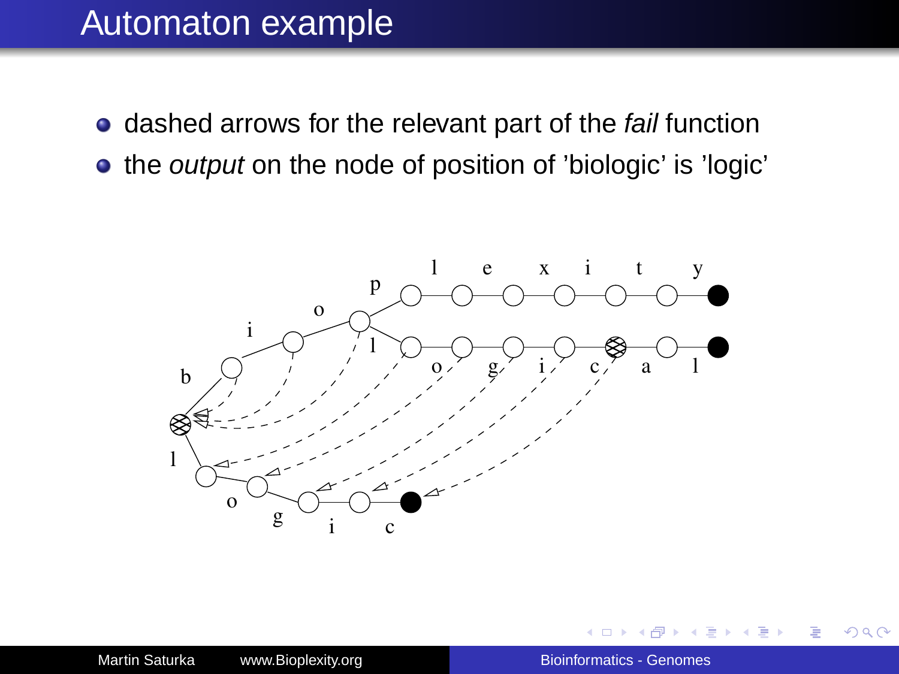# Automaton example

- dashed arrows for the relevant part of the *fail* function
- the *output* on the node of position of 'biologic' is 'logic'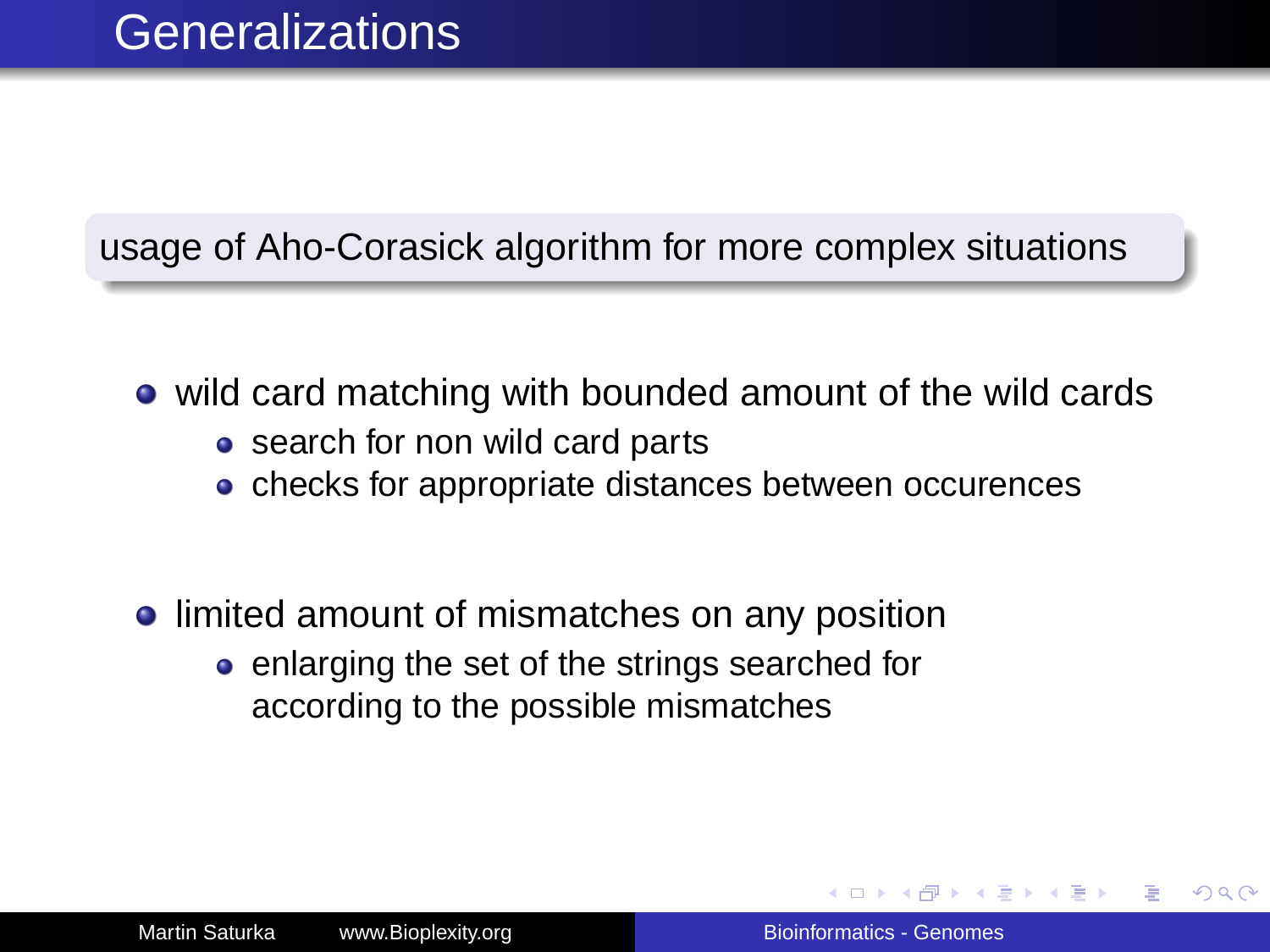# Generalizations

usage of Aho-Corasick algorithm for more complex situations

- wild card matching with bounded amount of the wild cards
  - search for non wild card parts
  - checks for appropriate distances between occurences
- limited amount of mismatches on any position
  - enlarging the set of the strings searched for according to the possible mismatches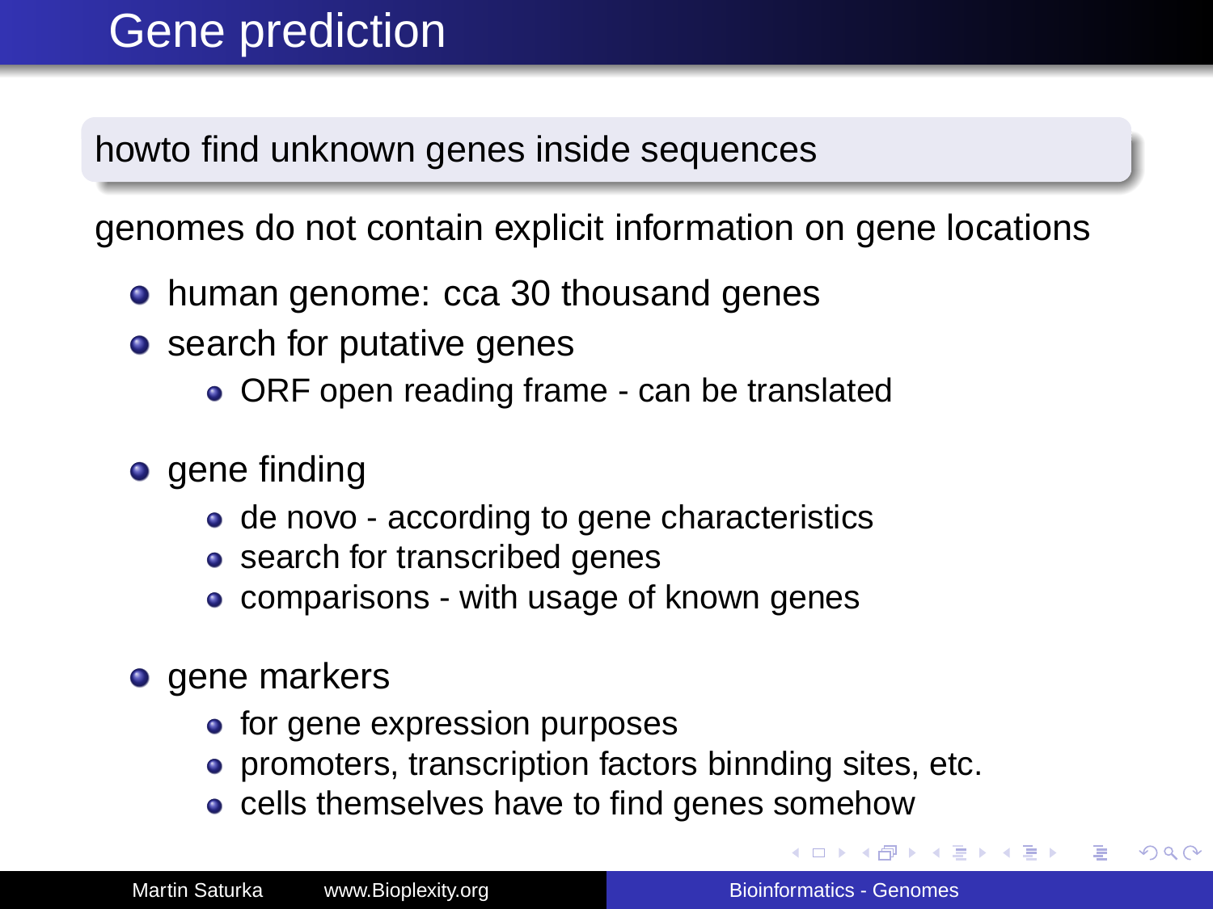# Gene prediction

**howto find unknown genes inside sequences**

genomes do not contain explicit information on gene locations

- human genome: cca 30 thousand genes
- search for putative genes
  - ORF open reading frame - can be translated
- gene finding
  - de novo - according to gene characteristics
  - search for transcribed genes
  - comparisons - with usage of known genes
- gene markers
  - for gene expression purposes
  - promoters, transcription factors binnding sites, etc.
  - cells themselves have to find genes somehow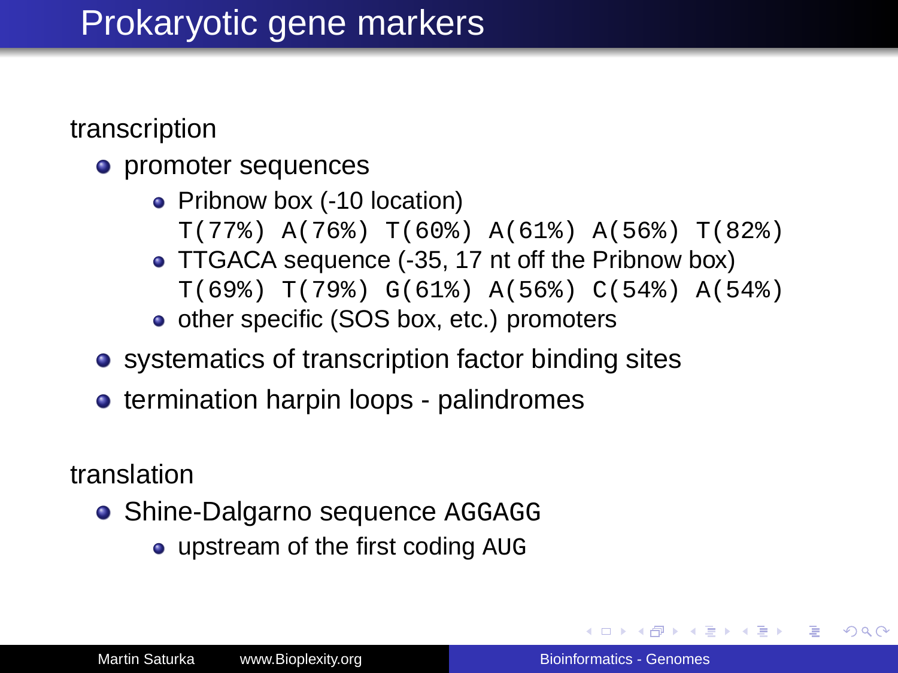# Prokaryotic gene markers

transcription

- promoter sequences
  - Pribnow box (-10 location)
    `T(77%) A(76%) T(60%) A(61%) A(56%) T(82%)`
  - TTGACA sequence (-35, 17 nt off the Pribnow box)
    `T(69%) T(79%) G(61%) A(56%) C(54%) A(54%)`
  - other specific (SOS box, etc.) promoters
- systematics of transcription factor binding sites
- termination harpin loops - palindromes

translation

- Shine-Dalgarno sequence `AGGAGG`
  - upstream of the first coding `AUG`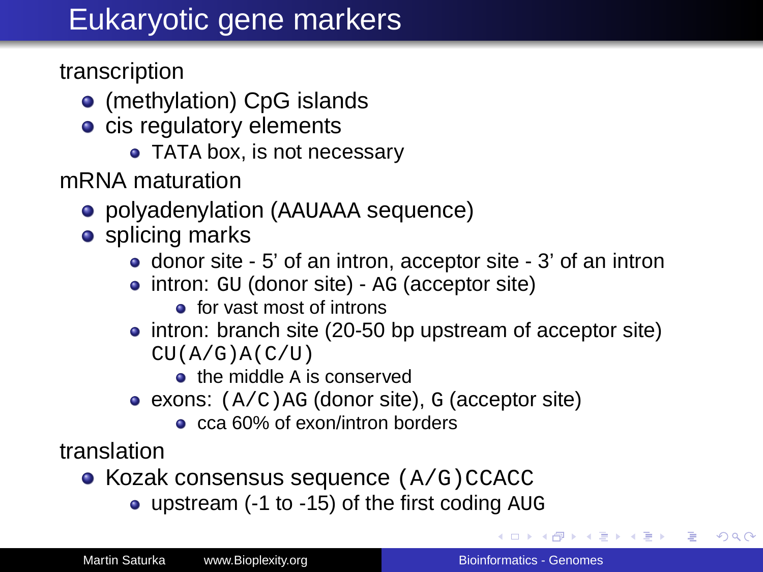# Eukaryotic gene markers

transcription

- (methylation) CpG islands
- cis regulatory elements
  - TATA box, is not necessary

mRNA maturation

- polyadenylation (AAUAAA sequence)
- splicing marks
  - donor site - 5' of an intron, acceptor site - 3' of an intron
  - intron: GU (donor site) - AG (acceptor site)
    - for vast most of introns
  - intron: branch site (20-50 bp upstream of acceptor site) CU(A/G)A(C/U)
    - the middle A is conserved
  - exons: (A/C)AG (donor site), G (acceptor site)
    - cca 60% of exon/intron borders

translation

- Kozak consensus sequence (A/G)CCACC
  - upstream (-1 to -15) of the first coding AUG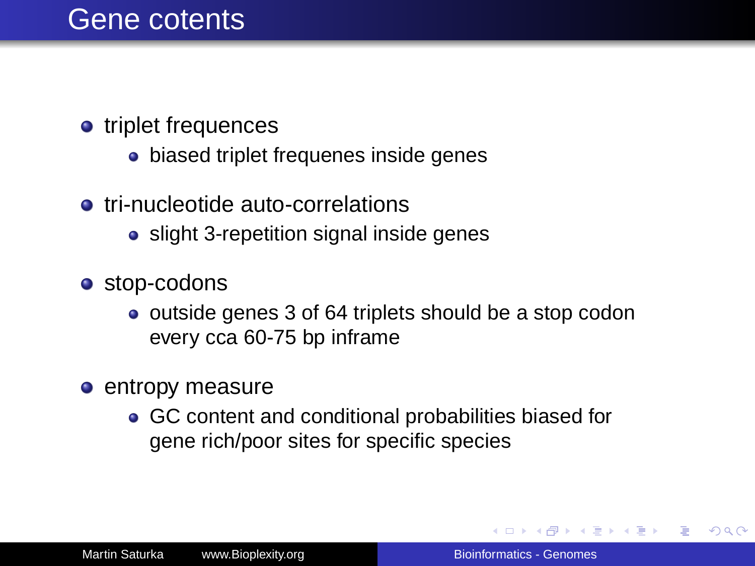# Gene cotents

- triplet frequences
  - biased triplet frequenes inside genes
- tri-nucleotide auto-correlations
  - slight 3-repetition signal inside genes
- stop-codons
  - outside genes 3 of 64 triplets should be a stop codon every cca 60-75 bp inframe
- entropy measure
  - GC content and conditional probabilities biased for gene rich/poor sites for specific species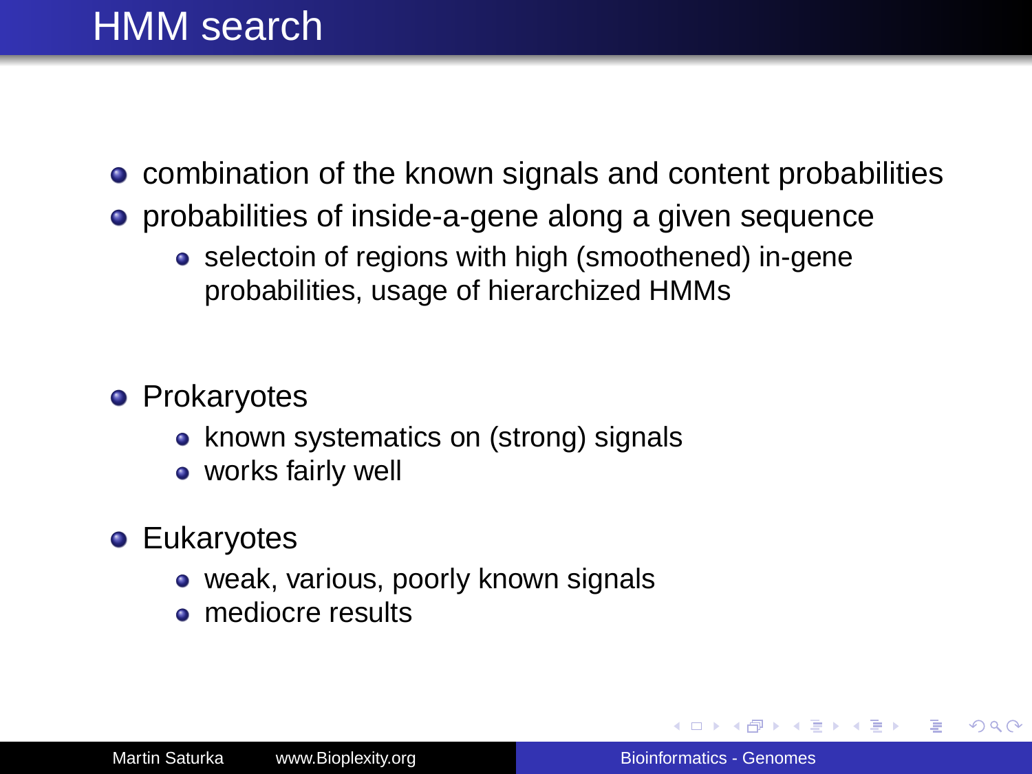# HMM search

- combination of the known signals and content probabilities
- probabilities of inside-a-gene along a given sequence
  - selectoin of regions with high (smoothened) in-gene probabilities, usage of hierarchized HMMs

- Prokaryotes
  - known systematics on (strong) signals
  - works fairly well
- Eukaryotes
  - weak, various, poorly known signals
  - mediocre results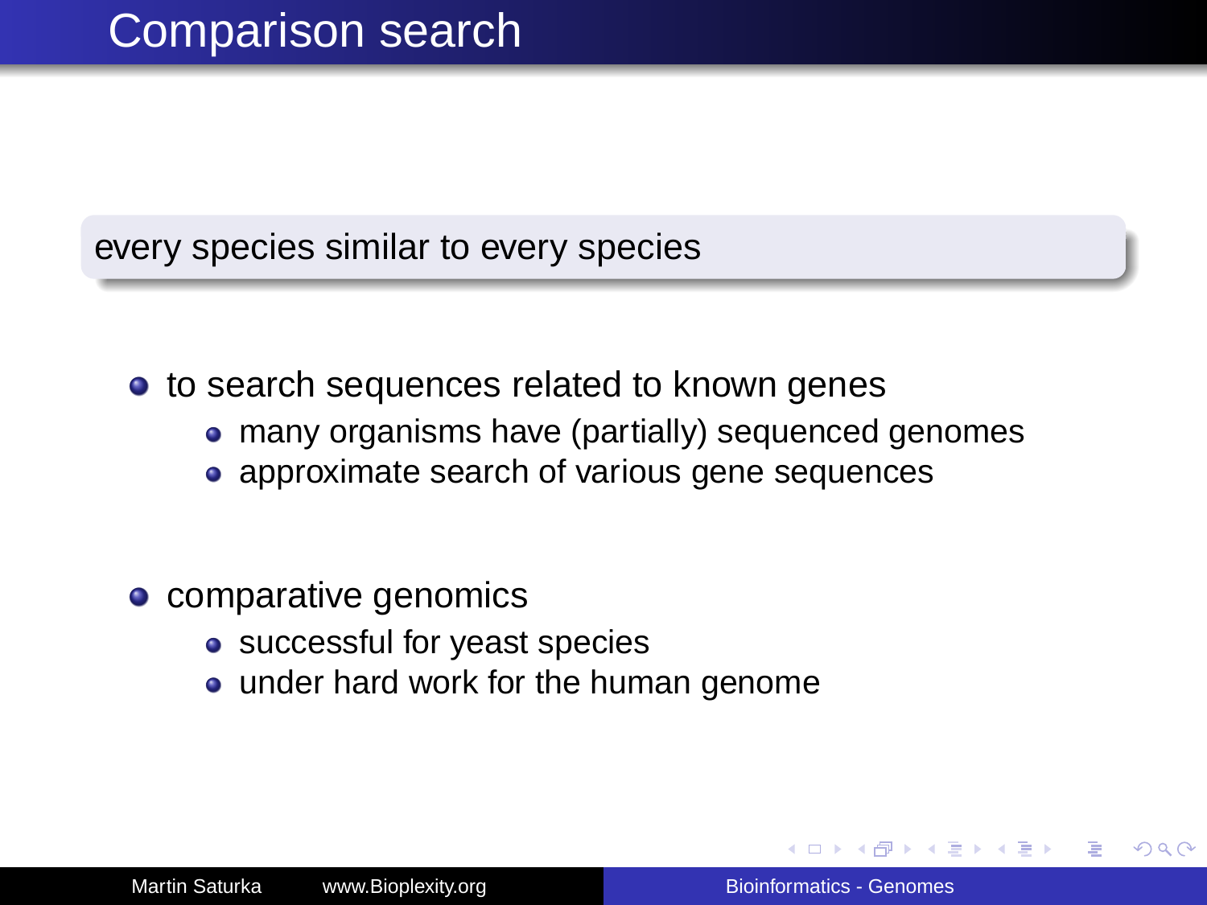# Comparison search

**every species similar to every species**

- to search sequences related to known genes
  - many organisms have (partially) sequenced genomes
  - approximate search of various gene sequences

- comparative genomics
  - successful for yeast species
  - under hard work for the human genome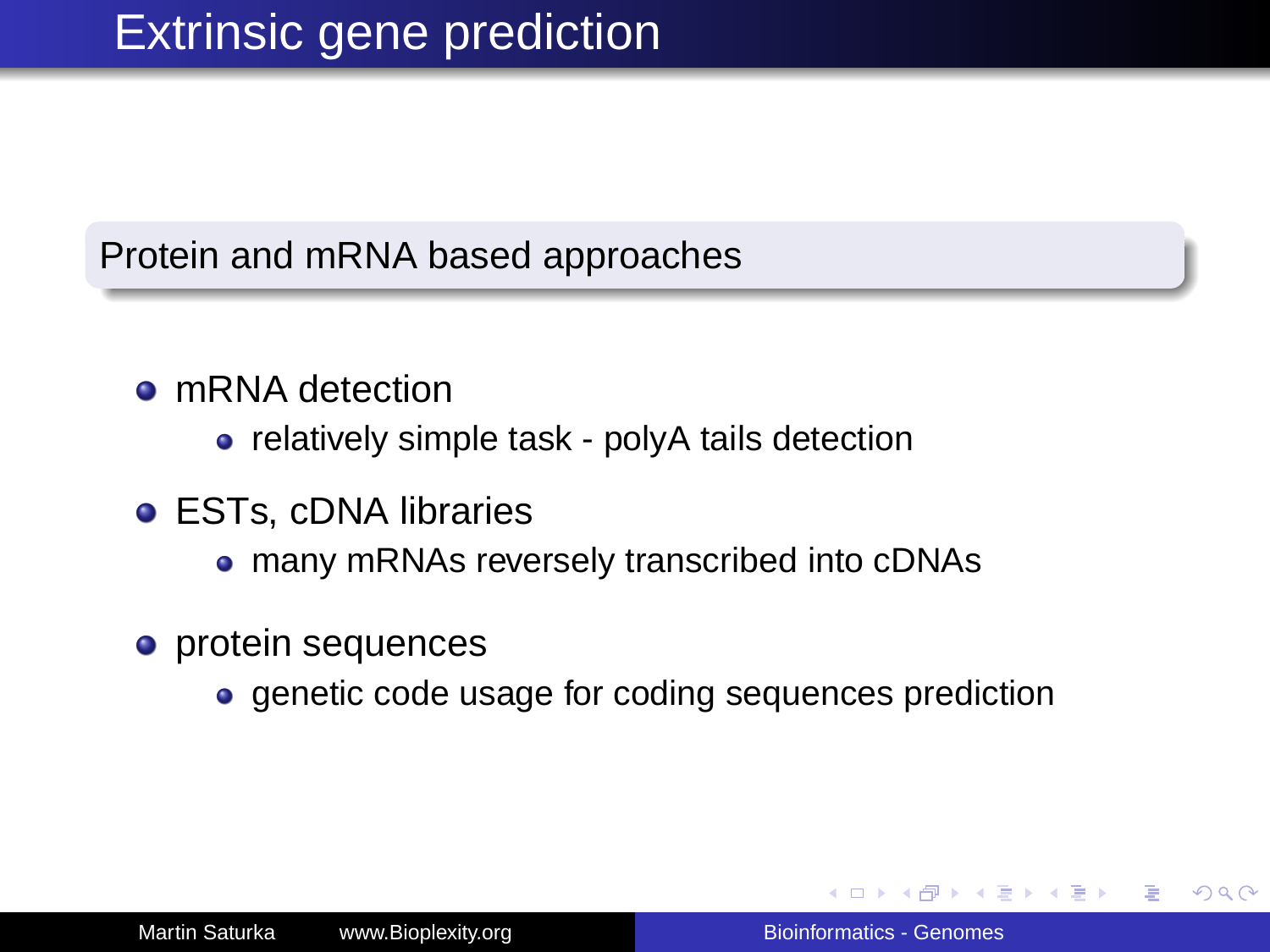# Extrinsic gene prediction

## Protein and mRNA based approaches

- mRNA detection
  - relatively simple task - polyA tails detection
- ESTs, cDNA libraries
  - many mRNAs reversely transcribed into cDNAs
- protein sequences
  - genetic code usage for coding sequences prediction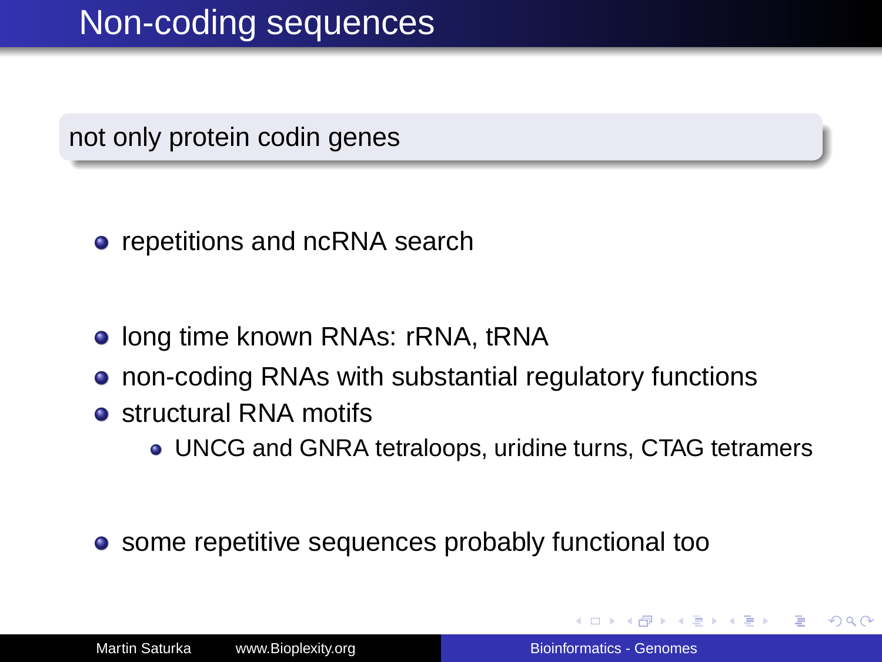# Non-coding sequences

not only protein codin genes

- repetitions and ncRNA search

- long time known RNAs: rRNA, tRNA
- non-coding RNAs with substantial regulatory functions
- structural RNA motifs
  - UNCG and GNRA tetraloops, uridine turns, CTAG tetramers

- some repetitive sequences probably functional too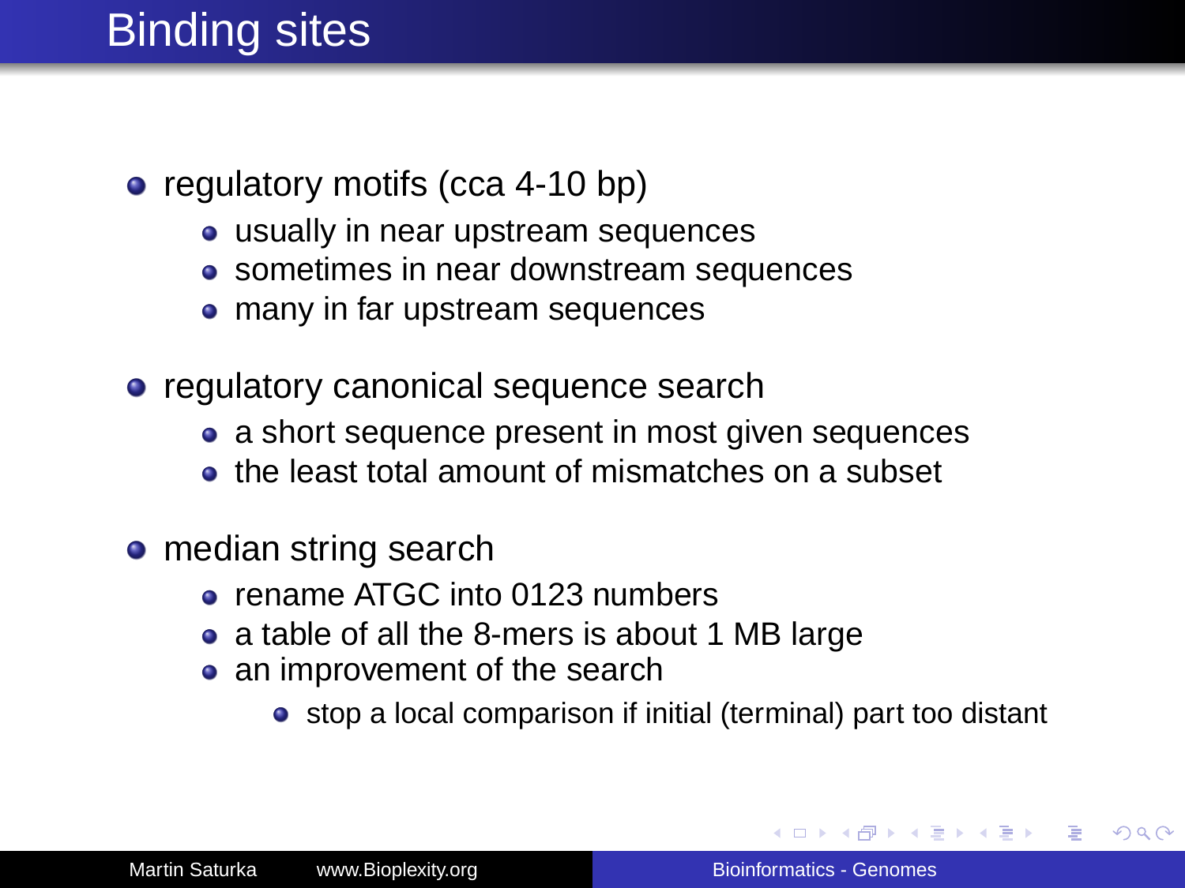# Binding sites

- regulatory motifs (cca 4-10 bp)
  - usually in near upstream sequences
  - sometimes in near downstream sequences
  - many in far upstream sequences
- regulatory canonical sequence search
  - a short sequence present in most given sequences
  - the least total amount of mismatches on a subset
- median string search
  - rename ATGC into 0123 numbers
  - a table of all the 8-mers is about 1 MB large
  - an improvement of the search
    - stop a local comparison if initial (terminal) part too distant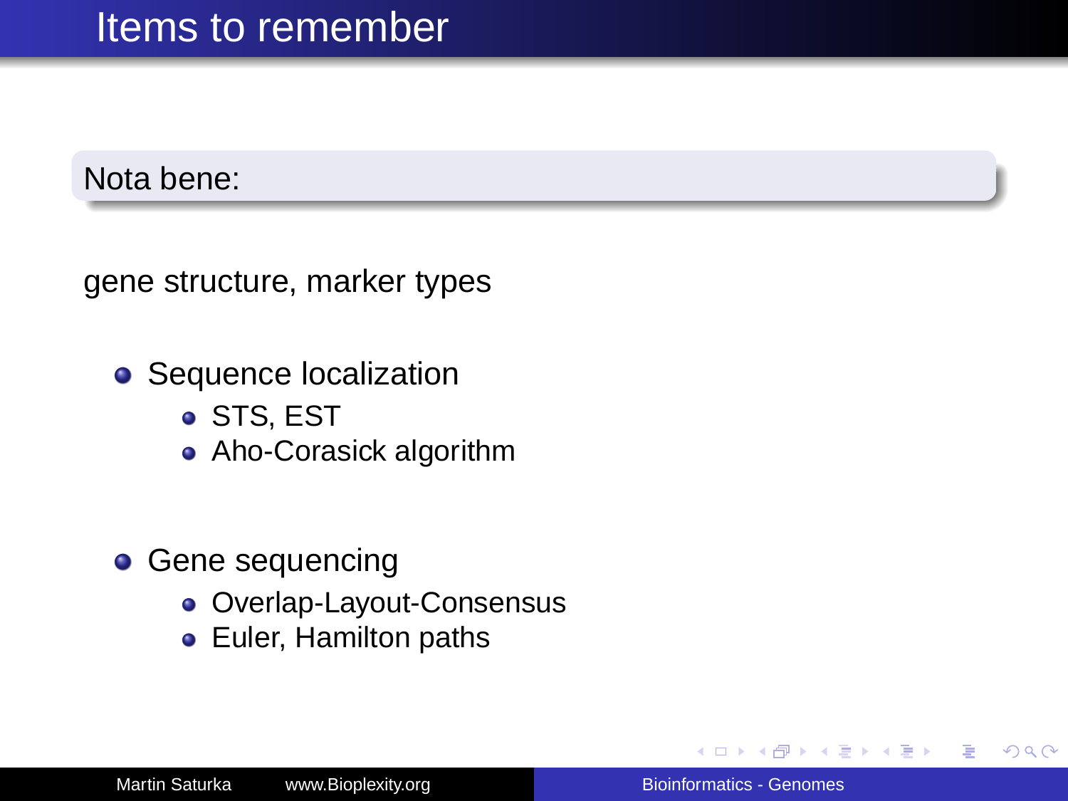# Items to remember

**Nota bene:**

gene structure, marker types

- Sequence localization
  - STS, EST
  - Aho-Corasick algorithm

- Gene sequencing
  - Overlap-Layout-Consensus
  - Euler, Hamilton paths